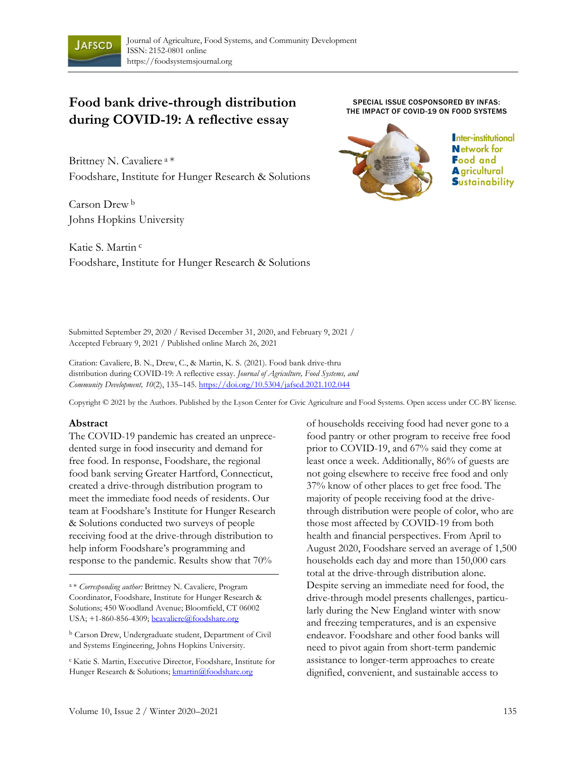# Food bank drive-through distribution during COVID-19: A reflective essay

SPECIAL ISSUE COSPONSORED BY INFAS: THE IMPACT OF COVID-19 ON FOOD SYSTEMS

Inter-institutional Network for Food and Agricultural Sustainability

Brittney N. Cavaliere [a] *
Foodshare, Institute for Hunger Research & Solutions

Carson Drew [b]
Johns Hopkins University

Katie S. Martin [c]
Foodshare, Institute for Hunger Research & Solutions

Submitted September 29, 2020 / Revised December 31, 2020, and February 9, 2021 / Accepted February 9, 2021 / Published online March 26, 2021

Citation: Cavaliere, B. N., Drew, C., & Martin, K. S. (2021). Food bank drive-thru distribution during COVID-19: A reflective essay. *Journal of Agriculture, Food Systems, and Community Development, 10*(2), 135–145. https://doi.org/10.5304/jafscd.2021.102.044

Copyright © 2021 by the Authors. Published by the Lyson Center for Civic Agriculture and Food Systems. Open access under CC-BY license.

## Abstract

The COVID-19 pandemic has created an unprecedented surge in food insecurity and demand for free food. In response, Foodshare, the regional food bank serving Greater Hartford, Connecticut, created a drive-through distribution program to meet the immediate food needs of residents. Our team at Foodshare's Institute for Hunger Research & Solutions conducted two surveys of people receiving food at the drive-through distribution to help inform Foodshare's programming and response to the pandemic. Results show that 70% of households receiving food had never gone to a food pantry or other program to receive free food prior to COVID-19, and 67% said they come at least once a week. Additionally, 86% of guests are not going elsewhere to receive free food and only 37% know of other places to get free food. The majority of people receiving food at the drive-through distribution were people of color, who are those most affected by COVID-19 from both health and financial perspectives. From April to August 2020, Foodshare served an average of 1,500 households each day and more than 150,000 cars total at the drive-through distribution alone. Despite serving an immediate need for food, the drive-through model presents challenges, particularly during the New England winter with snow and freezing temperatures, and is an expensive endeavor. Foodshare and other food banks will need to pivot again from short-term pandemic assistance to longer-term approaches to create dignified, convenient, and sustainable access to

[a] * *Corresponding author:* Brittney N. Cavaliere, Program Coordinator, Foodshare, Institute for Hunger Research & Solutions; 450 Woodland Avenue; Bloomfield, CT 06002 USA; +1-860-856-4309; bcavaliere@foodshare.org

[b] Carson Drew, Undergraduate student, Department of Civil and Systems Engineering, Johns Hopkins University.

[c] Katie S. Martin, Executive Director, Foodshare, Institute for Hunger Research & Solutions; kmartin@foodshare.org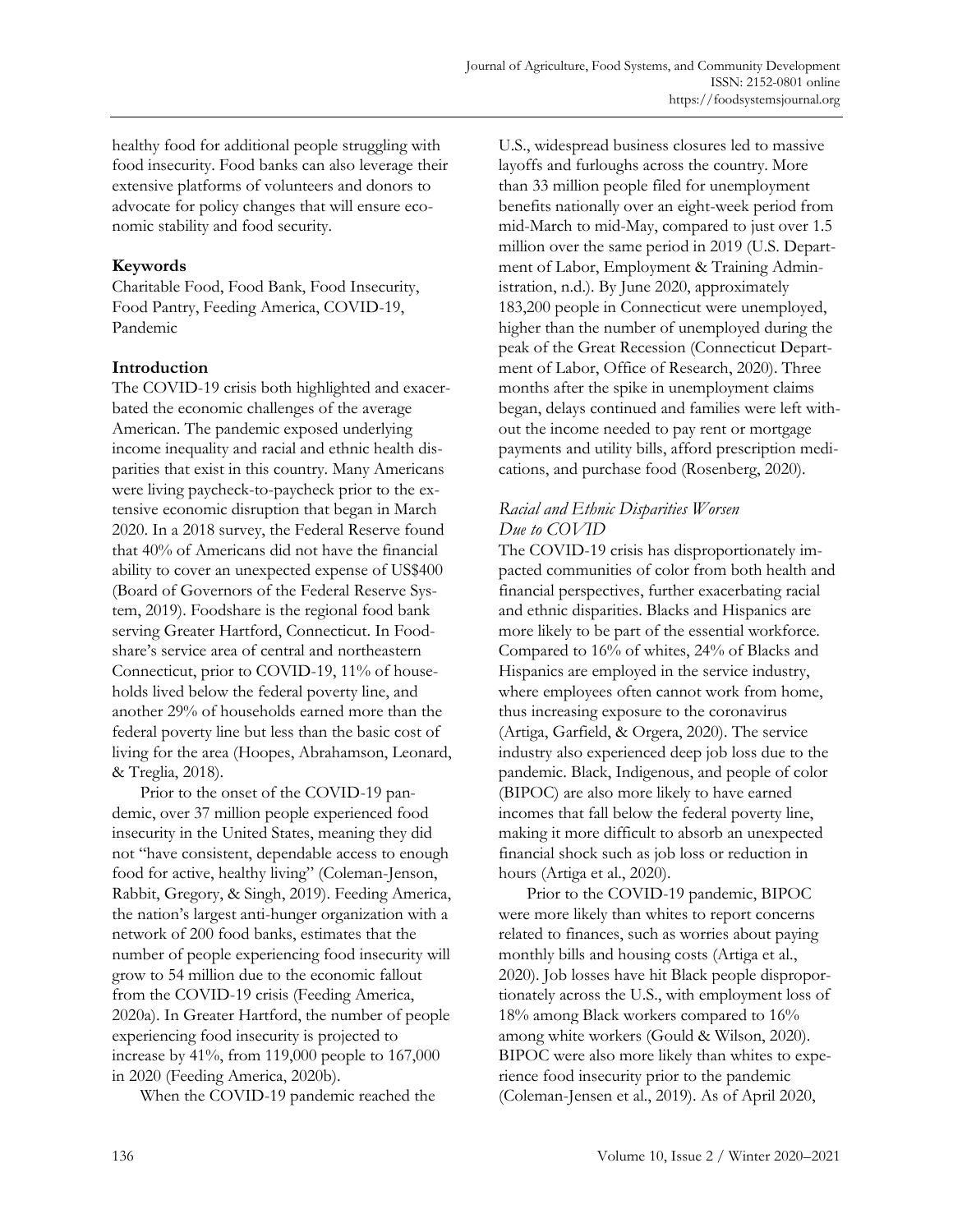healthy food for additional people struggling with food insecurity. Food banks can also leverage their extensive platforms of volunteers and donors to advocate for policy changes that will ensure economic stability and food security.

**Keywords**

Charitable Food, Food Bank, Food Insecurity, Food Pantry, Feeding America, COVID-19, Pandemic

## Introduction

The COVID-19 crisis both highlighted and exacerbated the economic challenges of the average American. The pandemic exposed underlying income inequality and racial and ethnic health disparities that exist in this country. Many Americans were living paycheck-to-paycheck prior to the extensive economic disruption that began in March 2020. In a 2018 survey, the Federal Reserve found that 40% of Americans did not have the financial ability to cover an unexpected expense of US$400 (Board of Governors of the Federal Reserve System, 2019). Foodshare is the regional food bank serving Greater Hartford, Connecticut. In Foodshare's service area of central and northeastern Connecticut, prior to COVID-19, 11% of households lived below the federal poverty line, and another 29% of households earned more than the federal poverty line but less than the basic cost of living for the area (Hoopes, Abrahamson, Leonard, & Treglia, 2018).

Prior to the onset of the COVID-19 pandemic, over 37 million people experienced food insecurity in the United States, meaning they did not "have consistent, dependable access to enough food for active, healthy living" (Coleman-Jenson, Rabbit, Gregory, & Singh, 2019). Feeding America, the nation's largest anti-hunger organization with a network of 200 food banks, estimates that the number of people experiencing food insecurity will grow to 54 million due to the economic fallout from the COVID-19 crisis (Feeding America, 2020a). In Greater Hartford, the number of people experiencing food insecurity is projected to increase by 41%, from 119,000 people to 167,000 in 2020 (Feeding America, 2020b).

When the COVID-19 pandemic reached the U.S., widespread business closures led to massive layoffs and furloughs across the country. More than 33 million people filed for unemployment benefits nationally over an eight-week period from mid-March to mid-May, compared to just over 1.5 million over the same period in 2019 (U.S. Department of Labor, Employment & Training Administration, n.d.). By June 2020, approximately 183,200 people in Connecticut were unemployed, higher than the number of unemployed during the peak of the Great Recession (Connecticut Department of Labor, Office of Research, 2020). Three months after the spike in unemployment claims began, delays continued and families were left without the income needed to pay rent or mortgage payments and utility bills, afford prescription medications, and purchase food (Rosenberg, 2020).

### *Racial and Ethnic Disparities Worsen Due to COVID*

The COVID-19 crisis has disproportionately impacted communities of color from both health and financial perspectives, further exacerbating racial and ethnic disparities. Blacks and Hispanics are more likely to be part of the essential workforce. Compared to 16% of whites, 24% of Blacks and Hispanics are employed in the service industry, where employees often cannot work from home, thus increasing exposure to the coronavirus (Artiga, Garfield, & Orgera, 2020). The service industry also experienced deep job loss due to the pandemic. Black, Indigenous, and people of color (BIPOC) are also more likely to have earned incomes that fall below the federal poverty line, making it more difficult to absorb an unexpected financial shock such as job loss or reduction in hours (Artiga et al., 2020).

Prior to the COVID-19 pandemic, BIPOC were more likely than whites to report concerns related to finances, such as worries about paying monthly bills and housing costs (Artiga et al., 2020). Job losses have hit Black people disproportionately across the U.S., with employment loss of 18% among Black workers compared to 16% among white workers (Gould & Wilson, 2020). BIPOC were also more likely than whites to experience food insecurity prior to the pandemic (Coleman-Jensen et al., 2019). As of April 2020,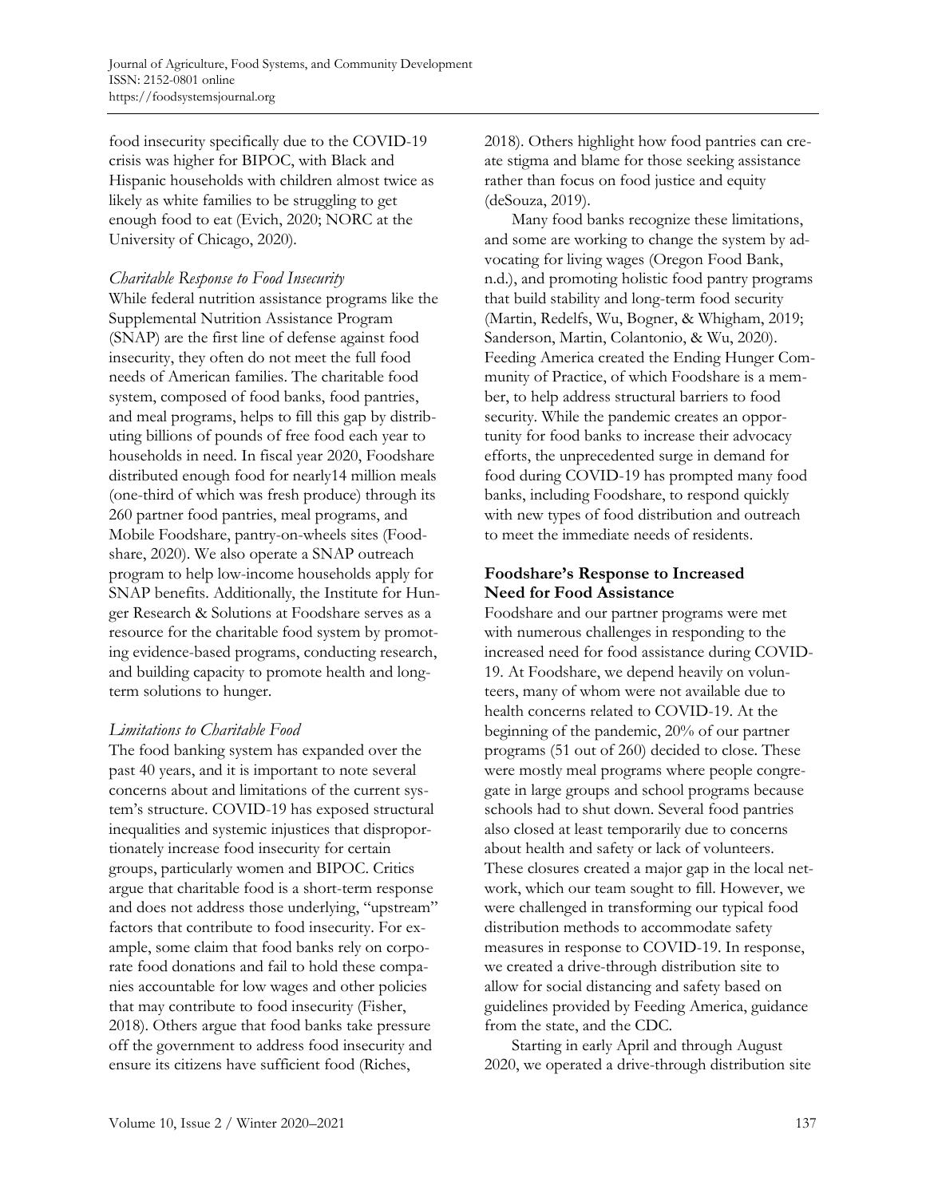food insecurity specifically due to the COVID-19 crisis was higher for BIPOC, with Black and Hispanic households with children almost twice as likely as white families to be struggling to get enough food to eat (Evich, 2020; NORC at the University of Chicago, 2020).

### *Charitable Response to Food Insecurity*

While federal nutrition assistance programs like the Supplemental Nutrition Assistance Program (SNAP) are the first line of defense against food insecurity, they often do not meet the full food needs of American families. The charitable food system, composed of food banks, food pantries, and meal programs, helps to fill this gap by distributing billions of pounds of free food each year to households in need. In fiscal year 2020, Foodshare distributed enough food for nearly14 million meals (one-third of which was fresh produce) through its 260 partner food pantries, meal programs, and Mobile Foodshare, pantry-on-wheels sites (Foodshare, 2020). We also operate a SNAP outreach program to help low-income households apply for SNAP benefits. Additionally, the Institute for Hunger Research & Solutions at Foodshare serves as a resource for the charitable food system by promoting evidence-based programs, conducting research, and building capacity to promote health and long-term solutions to hunger.

### *Limitations to Charitable Food*

The food banking system has expanded over the past 40 years, and it is important to note several concerns about and limitations of the current system's structure. COVID-19 has exposed structural inequalities and systemic injustices that disproportionately increase food insecurity for certain groups, particularly women and BIPOC. Critics argue that charitable food is a short-term response and does not address those underlying, "upstream" factors that contribute to food insecurity. For example, some claim that food banks rely on corporate food donations and fail to hold these companies accountable for low wages and other policies that may contribute to food insecurity (Fisher, 2018). Others argue that food banks take pressure off the government to address food insecurity and ensure its citizens have sufficient food (Riches, 2018). Others highlight how food pantries can create stigma and blame for those seeking assistance rather than focus on food justice and equity (deSouza, 2019).

Many food banks recognize these limitations, and some are working to change the system by advocating for living wages (Oregon Food Bank, n.d.), and promoting holistic food pantry programs that build stability and long-term food security (Martin, Redelfs, Wu, Bogner, & Whigham, 2019; Sanderson, Martin, Colantonio, & Wu, 2020). Feeding America created the Ending Hunger Community of Practice, of which Foodshare is a member, to help address structural barriers to food security. While the pandemic creates an opportunity for food banks to increase their advocacy efforts, the unprecedented surge in demand for food during COVID-19 has prompted many food banks, including Foodshare, to respond quickly with new types of food distribution and outreach to meet the immediate needs of residents.

## Foodshare's Response to Increased Need for Food Assistance

Foodshare and our partner programs were met with numerous challenges in responding to the increased need for food assistance during COVID-19. At Foodshare, we depend heavily on volunteers, many of whom were not available due to health concerns related to COVID-19. At the beginning of the pandemic, 20% of our partner programs (51 out of 260) decided to close. These were mostly meal programs where people congregate in large groups and school programs because schools had to shut down. Several food pantries also closed at least temporarily due to concerns about health and safety or lack of volunteers. These closures created a major gap in the local network, which our team sought to fill. However, we were challenged in transforming our typical food distribution methods to accommodate safety measures in response to COVID-19. In response, we created a drive-through distribution site to allow for social distancing and safety based on guidelines provided by Feeding America, guidance from the state, and the CDC.

Starting in early April and through August 2020, we operated a drive-through distribution site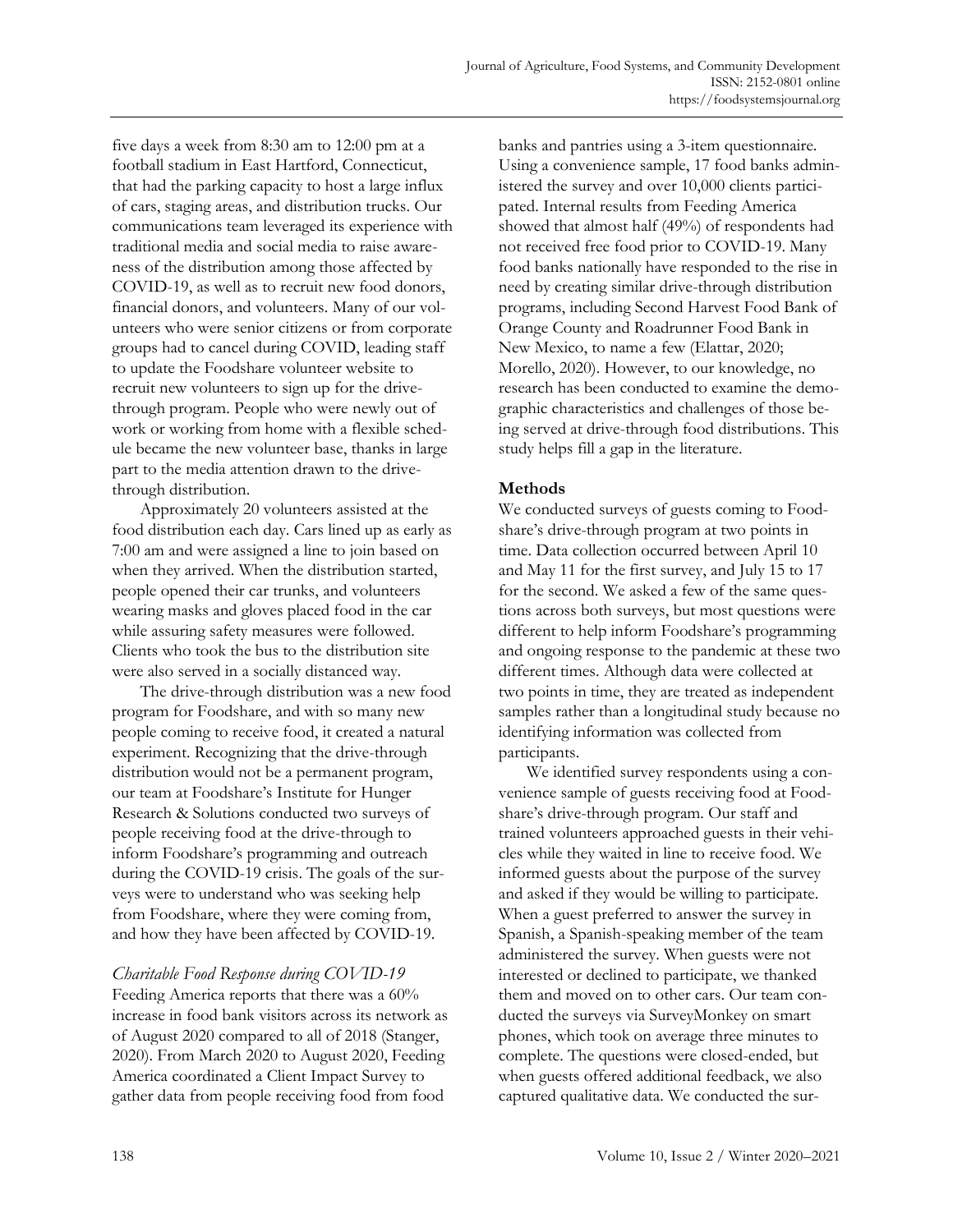five days a week from 8:30 am to 12:00 pm at a football stadium in East Hartford, Connecticut, that had the parking capacity to host a large influx of cars, staging areas, and distribution trucks. Our communications team leveraged its experience with traditional media and social media to raise awareness of the distribution among those affected by COVID-19, as well as to recruit new food donors, financial donors, and volunteers. Many of our volunteers who were senior citizens or from corporate groups had to cancel during COVID, leading staff to update the Foodshare volunteer website to recruit new volunteers to sign up for the drive-through program. People who were newly out of work or working from home with a flexible schedule became the new volunteer base, thanks in large part to the media attention drawn to the drive-through distribution.

Approximately 20 volunteers assisted at the food distribution each day. Cars lined up as early as 7:00 am and were assigned a line to join based on when they arrived. When the distribution started, people opened their car trunks, and volunteers wearing masks and gloves placed food in the car while assuring safety measures were followed. Clients who took the bus to the distribution site were also served in a socially distanced way.

The drive-through distribution was a new food program for Foodshare, and with so many new people coming to receive food, it created a natural experiment. Recognizing that the drive-through distribution would not be a permanent program, our team at Foodshare's Institute for Hunger Research & Solutions conducted two surveys of people receiving food at the drive-through to inform Foodshare's programming and outreach during the COVID-19 crisis. The goals of the surveys were to understand who was seeking help from Foodshare, where they were coming from, and how they have been affected by COVID-19.

### *Charitable Food Response during COVID-19*

Feeding America reports that there was a 60% increase in food bank visitors across its network as of August 2020 compared to all of 2018 (Stanger, 2020). From March 2020 to August 2020, Feeding America coordinated a Client Impact Survey to gather data from people receiving food from food banks and pantries using a 3-item questionnaire. Using a convenience sample, 17 food banks administered the survey and over 10,000 clients participated. Internal results from Feeding America showed that almost half (49%) of respondents had not received free food prior to COVID-19. Many food banks nationally have responded to the rise in need by creating similar drive-through distribution programs, including Second Harvest Food Bank of Orange County and Roadrunner Food Bank in New Mexico, to name a few (Elattar, 2020; Morello, 2020). However, to our knowledge, no research has been conducted to examine the demographic characteristics and challenges of those being served at drive-through food distributions. This study helps fill a gap in the literature.

## Methods

We conducted surveys of guests coming to Foodshare's drive-through program at two points in time. Data collection occurred between April 10 and May 11 for the first survey, and July 15 to 17 for the second. We asked a few of the same questions across both surveys, but most questions were different to help inform Foodshare's programming and ongoing response to the pandemic at these two different times. Although data were collected at two points in time, they are treated as independent samples rather than a longitudinal study because no identifying information was collected from participants.

We identified survey respondents using a convenience sample of guests receiving food at Foodshare's drive-through program. Our staff and trained volunteers approached guests in their vehicles while they waited in line to receive food. We informed guests about the purpose of the survey and asked if they would be willing to participate. When a guest preferred to answer the survey in Spanish, a Spanish-speaking member of the team administered the survey. When guests were not interested or declined to participate, we thanked them and moved on to other cars. Our team conducted the surveys via SurveyMonkey on smart phones, which took on average three minutes to complete. The questions were closed-ended, but when guests offered additional feedback, we also captured qualitative data. We conducted the sur-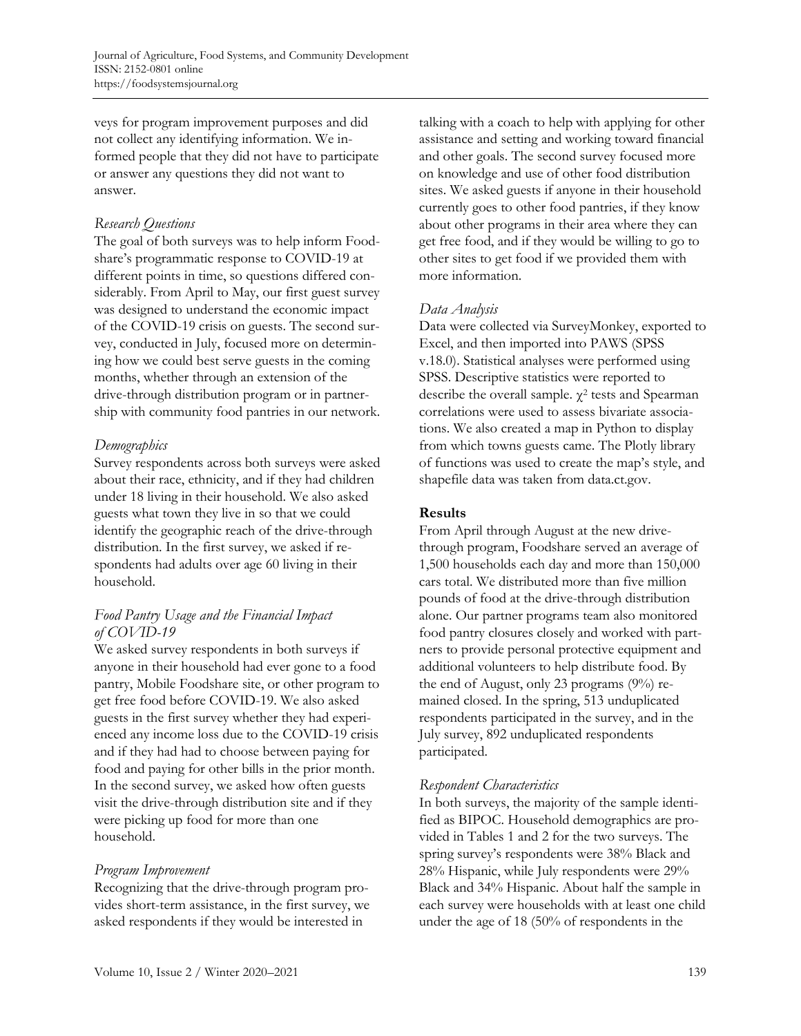veys for program improvement purposes and did not collect any identifying information. We informed people that they did not have to participate or answer any questions they did not want to answer.

### *Research Questions*

The goal of both surveys was to help inform Foodshare's programmatic response to COVID-19 at different points in time, so questions differed considerably. From April to May, our first guest survey was designed to understand the economic impact of the COVID-19 crisis on guests. The second survey, conducted in July, focused more on determining how we could best serve guests in the coming months, whether through an extension of the drive-through distribution program or in partnership with community food pantries in our network.

### *Demographics*

Survey respondents across both surveys were asked about their race, ethnicity, and if they had children under 18 living in their household. We also asked guests what town they live in so that we could identify the geographic reach of the drive-through distribution. In the first survey, we asked if respondents had adults over age 60 living in their household.

### *Food Pantry Usage and the Financial Impact of COVID-19*

We asked survey respondents in both surveys if anyone in their household had ever gone to a food pantry, Mobile Foodshare site, or other program to get free food before COVID-19. We also asked guests in the first survey whether they had experienced any income loss due to the COVID-19 crisis and if they had had to choose between paying for food and paying for other bills in the prior month. In the second survey, we asked how often guests visit the drive-through distribution site and if they were picking up food for more than one household.

### *Program Improvement*

Recognizing that the drive-through program provides short-term assistance, in the first survey, we asked respondents if they would be interested in talking with a coach to help with applying for other assistance and setting and working toward financial and other goals. The second survey focused more on knowledge and use of other food distribution sites. We asked guests if anyone in their household currently goes to other food pantries, if they know about other programs in their area where they can get free food, and if they would be willing to go to other sites to get food if we provided them with more information.

### *Data Analysis*

Data were collected via SurveyMonkey, exported to Excel, and then imported into PAWS (SPSS v.18.0). Statistical analyses were performed using SPSS. Descriptive statistics were reported to describe the overall sample. $\chi^2$ tests and Spearman correlations were used to assess bivariate associations. We also created a map in Python to display from which towns guests came. The Plotly library of functions was used to create the map's style, and shapefile data was taken from data.ct.gov.

## **Results**

From April through August at the new drive-through program, Foodshare served an average of 1,500 households each day and more than 150,000 cars total. We distributed more than five million pounds of food at the drive-through distribution alone. Our partner programs team also monitored food pantry closures closely and worked with partners to provide personal protective equipment and additional volunteers to help distribute food. By the end of August, only 23 programs (9%) remained closed. In the spring, 513 unduplicated respondents participated in the survey, and in the July survey, 892 unduplicated respondents participated.

### *Respondent Characteristics*

In both surveys, the majority of the sample identified as BIPOC. Household demographics are provided in Tables 1 and 2 for the two surveys. The spring survey's respondents were 38% Black and 28% Hispanic, while July respondents were 29% Black and 34% Hispanic. About half the sample in each survey were households with at least one child under the age of 18 (50% of respondents in the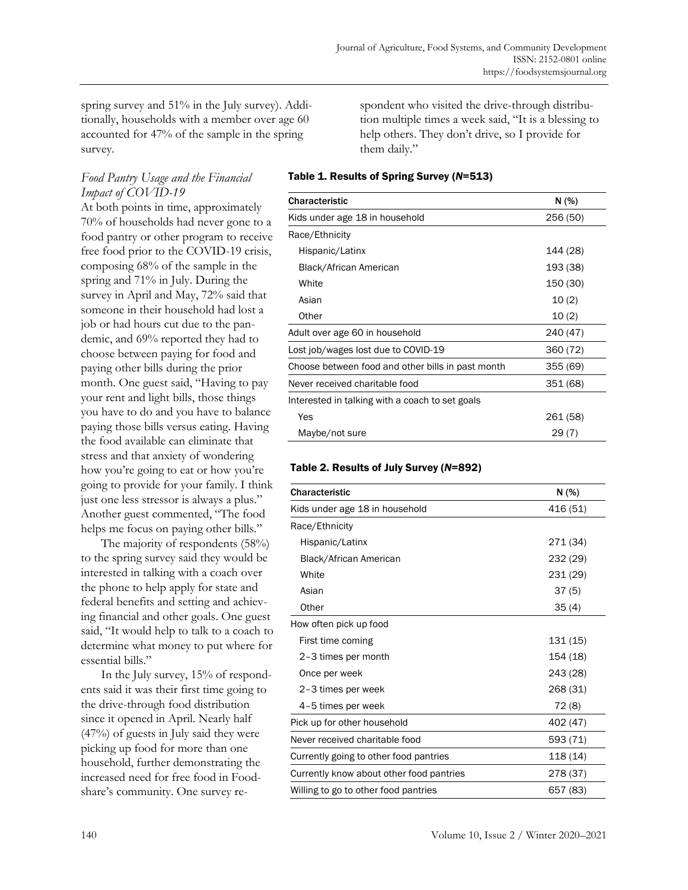spring survey and 51% in the July survey). Additionally, households with a member over age 60 accounted for 47% of the sample in the spring survey.

### *Food Pantry Usage and the Financial Impact of COVID-19*

At both points in time, approximately 70% of households had never gone to a food pantry or other program to receive free food prior to the COVID-19 crisis, composing 68% of the sample in the spring and 71% in July. During the survey in April and May, 72% said that someone in their household had lost a job or had hours cut due to the pandemic, and 69% reported they had to choose between paying for food and paying other bills during the prior month. One guest said, "Having to pay your rent and light bills, those things you have to do and you have to balance paying those bills versus eating. Having the food available can eliminate that stress and that anxiety of wondering how you're going to eat or how you're going to provide for your family. I think just one less stressor is always a plus." Another guest commented, "The food helps me focus on paying other bills."

The majority of respondents (58%) to the spring survey said they would be interested in talking with a coach over the phone to help apply for state and federal benefits and setting and achieving financial and other goals. One guest said, "It would help to talk to a coach to determine what money to put where for essential bills."

In the July survey, 15% of respondents said it was their first time going to the drive-through food distribution since it opened in April. Nearly half (47%) of guests in July said they were picking up food for more than one household, further demonstrating the increased need for free food in Foodshare's community. One survey respondent who visited the drive-through distribution multiple times a week said, "It is a blessing to help others. They don't drive, so I provide for them daily."

**Table 1. Results of Spring Survey (*N*=513)**

| Characteristic | N (%) |
|---|---|
| Kids under age 18 in household | 256 (50) |
| Race/Ethnicity | |
| Hispanic/Latinx | 144 (28) |
| Black/African American | 193 (38) |
| White | 150 (30) |
| Asian | 10 (2) |
| Other | 10 (2) |
| Adult over age 60 in household | 240 (47) |
| Lost job/wages lost due to COVID-19 | 360 (72) |
| Choose between food and other bills in past month | 355 (69) |
| Never received charitable food | 351 (68) |
| Interested in talking with a coach to set goals | |
| Yes | 261 (58) |
| Maybe/not sure | 29 (7) |

**Table 2. Results of July Survey (*N*=892)**

| Characteristic | N (%) |
|---|---|
| Kids under age 18 in household | 416 (51) |
| Race/Ethnicity | |
| Hispanic/Latinx | 271 (34) |
| Black/African American | 232 (29) |
| White | 231 (29) |
| Asian | 37 (5) |
| Other | 35 (4) |
| How often pick up food | |
| First time coming | 131 (15) |
| 2–3 times per month | 154 (18) |
| Once per week | 243 (28) |
| 2–3 times per week | 268 (31) |
| 4–5 times per week | 72 (8) |
| Pick up for other household | 402 (47) |
| Never received charitable food | 593 (71) |
| Currently going to other food pantries | 118 (14) |
| Currently know about other food pantries | 278 (37) |
| Willing to go to other food pantries | 657 (83) |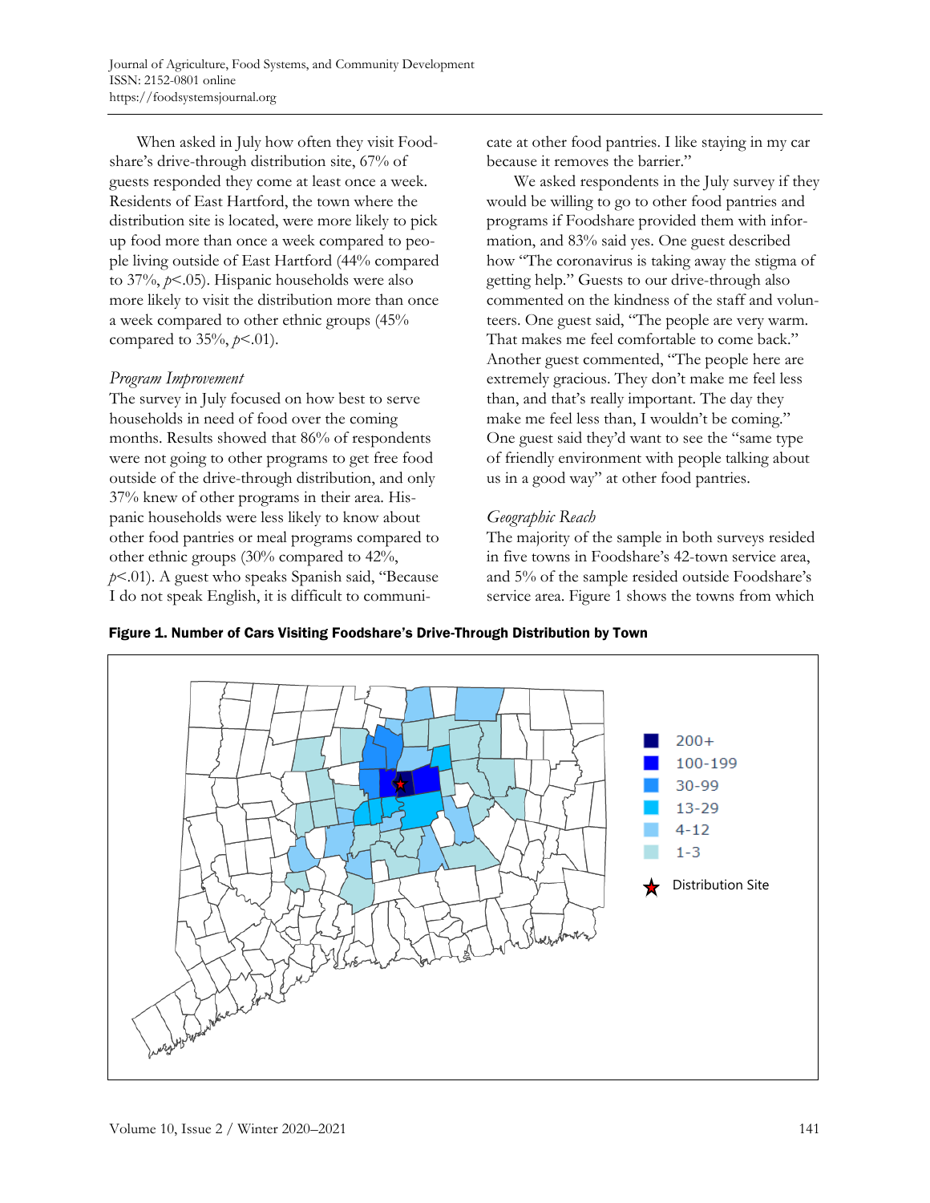When asked in July how often they visit Foodshare's drive-through distribution site, 67% of guests responded they come at least once a week. Residents of East Hartford, the town where the distribution site is located, were more likely to pick up food more than once a week compared to people living outside of East Hartford (44% compared to 37%, $p$<.05). Hispanic households were also more likely to visit the distribution more than once a week compared to other ethnic groups (45% compared to 35%, $p$<.01).

### *Program Improvement*

The survey in July focused on how best to serve households in need of food over the coming months. Results showed that 86% of respondents were not going to other programs to get free food outside of the drive-through distribution, and only 37% knew of other programs in their area. Hispanic households were less likely to know about other food pantries or meal programs compared to other ethnic groups (30% compared to 42%, $p$<.01). A guest who speaks Spanish said, "Because I do not speak English, it is difficult to communicate at other food pantries. I like staying in my car because it removes the barrier."

We asked respondents in the July survey if they would be willing to go to other food pantries and programs if Foodshare provided them with information, and 83% said yes. One guest described how "The coronavirus is taking away the stigma of getting help." Guests to our drive-through also commented on the kindness of the staff and volunteers. One guest said, "The people are very warm. That makes me feel comfortable to come back." Another guest commented, "The people here are extremely gracious. They don't make me feel less than, and that's really important. The day they make me feel less than, I wouldn't be coming." One guest said they'd want to see the "same type of friendly environment with people talking about us in a good way" at other food pantries.

### *Geographic Reach*

The majority of the sample in both surveys resided in five towns in Foodshare's 42-town service area, and 5% of the sample resided outside Foodshare's service area. Figure 1 shows the towns from which

**Figure 1. Number of Cars Visiting Foodshare's Drive-Through Distribution by Town**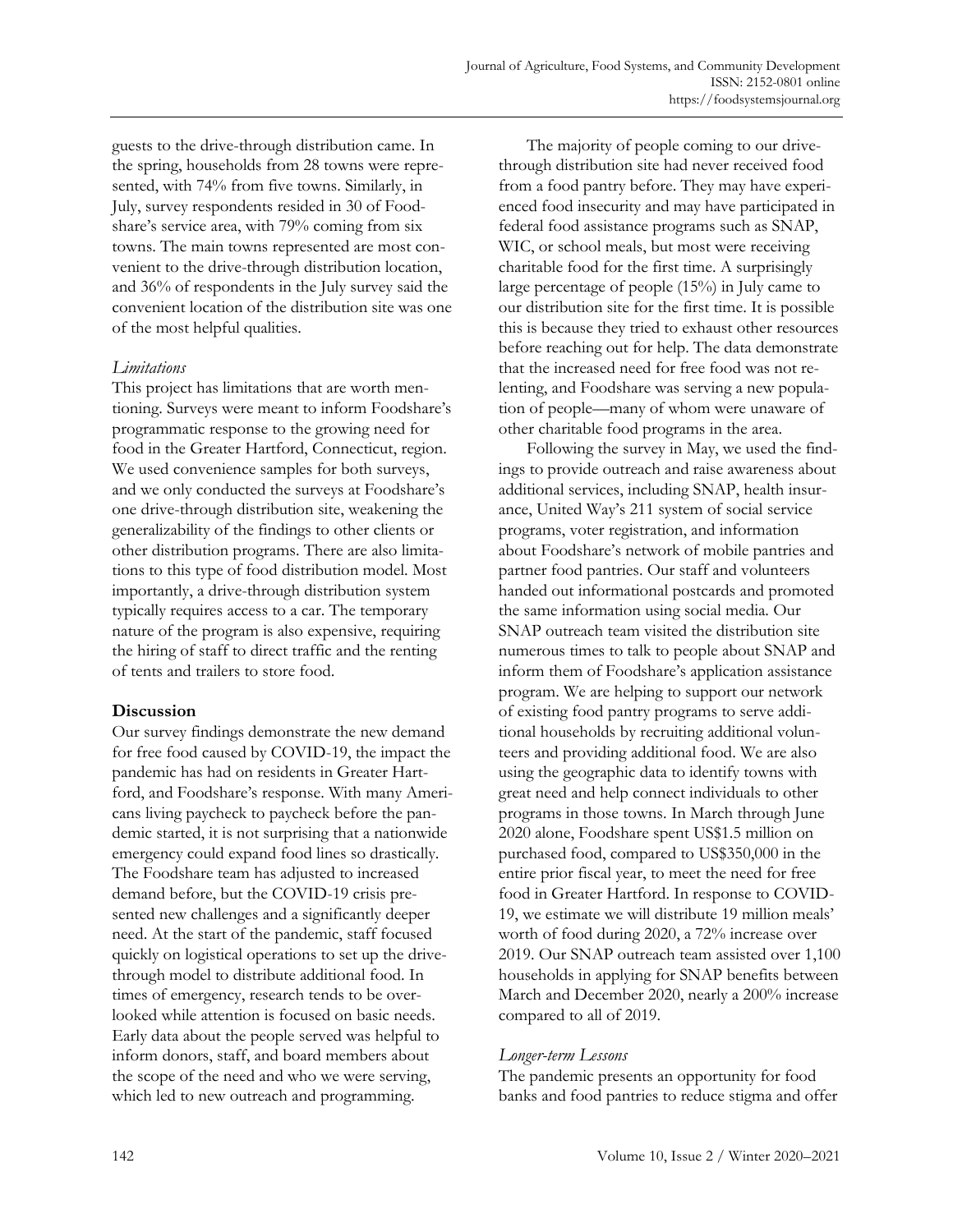guests to the drive-through distribution came. In the spring, households from 28 towns were represented, with 74% from five towns. Similarly, in July, survey respondents resided in 30 of Foodshare's service area, with 79% coming from six towns. The main towns represented are most convenient to the drive-through distribution location, and 36% of respondents in the July survey said the convenient location of the distribution site was one of the most helpful qualities.

### *Limitations*

This project has limitations that are worth mentioning. Surveys were meant to inform Foodshare's programmatic response to the growing need for food in the Greater Hartford, Connecticut, region. We used convenience samples for both surveys, and we only conducted the surveys at Foodshare's one drive-through distribution site, weakening the generalizability of the findings to other clients or other distribution programs. There are also limitations to this type of food distribution model. Most importantly, a drive-through distribution system typically requires access to a car. The temporary nature of the program is also expensive, requiring the hiring of staff to direct traffic and the renting of tents and trailers to store food.

## **Discussion**

Our survey findings demonstrate the new demand for free food caused by COVID-19, the impact the pandemic has had on residents in Greater Hartford, and Foodshare's response. With many Americans living paycheck to paycheck before the pandemic started, it is not surprising that a nationwide emergency could expand food lines so drastically. The Foodshare team has adjusted to increased demand before, but the COVID-19 crisis presented new challenges and a significantly deeper need. At the start of the pandemic, staff focused quickly on logistical operations to set up the drive-through model to distribute additional food. In times of emergency, research tends to be overlooked while attention is focused on basic needs. Early data about the people served was helpful to inform donors, staff, and board members about the scope of the need and who we were serving, which led to new outreach and programming.

The majority of people coming to our drive-through distribution site had never received food from a food pantry before. They may have experienced food insecurity and may have participated in federal food assistance programs such as SNAP, WIC, or school meals, but most were receiving charitable food for the first time. A surprisingly large percentage of people (15%) in July came to our distribution site for the first time. It is possible this is because they tried to exhaust other resources before reaching out for help. The data demonstrate that the increased need for free food was not relenting, and Foodshare was serving a new population of people—many of whom were unaware of other charitable food programs in the area.

Following the survey in May, we used the findings to provide outreach and raise awareness about additional services, including SNAP, health insurance, United Way's 211 system of social service programs, voter registration, and information about Foodshare's network of mobile pantries and partner food pantries. Our staff and volunteers handed out informational postcards and promoted the same information using social media. Our SNAP outreach team visited the distribution site numerous times to talk to people about SNAP and inform them of Foodshare's application assistance program. We are helping to support our network of existing food pantry programs to serve additional households by recruiting additional volunteers and providing additional food. We are also using the geographic data to identify towns with great need and help connect individuals to other programs in those towns. In March through June 2020 alone, Foodshare spent US$1.5 million on purchased food, compared to US$350,000 in the entire prior fiscal year, to meet the need for free food in Greater Hartford. In response to COVID-19, we estimate we will distribute 19 million meals' worth of food during 2020, a 72% increase over 2019. Our SNAP outreach team assisted over 1,100 households in applying for SNAP benefits between March and December 2020, nearly a 200% increase compared to all of 2019.

### *Longer-term Lessons*

The pandemic presents an opportunity for food banks and food pantries to reduce stigma and offer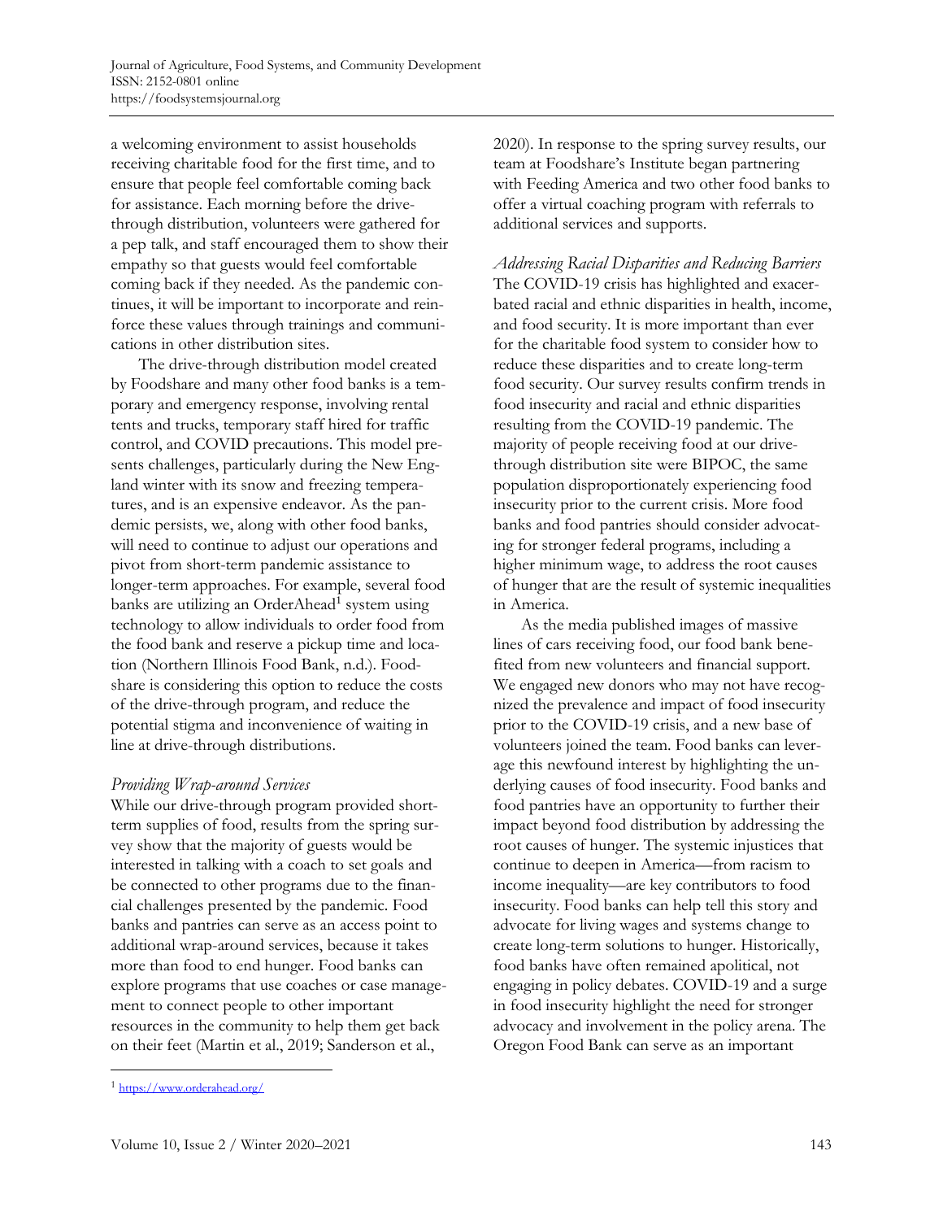a welcoming environment to assist households receiving charitable food for the first time, and to ensure that people feel comfortable coming back for assistance. Each morning before the drive-through distribution, volunteers were gathered for a pep talk, and staff encouraged them to show their empathy so that guests would feel comfortable coming back if they needed. As the pandemic continues, it will be important to incorporate and reinforce these values through trainings and communications in other distribution sites.

The drive-through distribution model created by Foodshare and many other food banks is a temporary and emergency response, involving rental tents and trucks, temporary staff hired for traffic control, and COVID precautions. This model presents challenges, particularly during the New England winter with its snow and freezing temperatures, and is an expensive endeavor. As the pandemic persists, we, along with other food banks, will need to continue to adjust our operations and pivot from short-term pandemic assistance to longer-term approaches. For example, several food banks are utilizing an OrderAhead[1] system using technology to allow individuals to order food from the food bank and reserve a pickup time and location (Northern Illinois Food Bank, n.d.). Foodshare is considering this option to reduce the costs of the drive-through program, and reduce the potential stigma and inconvenience of waiting in line at drive-through distributions.

*Providing Wrap-around Services*

While our drive-through program provided short-term supplies of food, results from the spring survey show that the majority of guests would be interested in talking with a coach to set goals and be connected to other programs due to the financial challenges presented by the pandemic. Food banks and pantries can serve as an access point to additional wrap-around services, because it takes more than food to end hunger. Food banks can explore programs that use coaches or case management to connect people to other important resources in the community to help them get back on their feet (Martin et al., 2019; Sanderson et al., 2020). In response to the spring survey results, our team at Foodshare's Institute began partnering with Feeding America and two other food banks to offer a virtual coaching program with referrals to additional services and supports.

*Addressing Racial Disparities and Reducing Barriers*

The COVID-19 crisis has highlighted and exacerbated racial and ethnic disparities in health, income, and food security. It is more important than ever for the charitable food system to consider how to reduce these disparities and to create long-term food security. Our survey results confirm trends in food insecurity and racial and ethnic disparities resulting from the COVID-19 pandemic. The majority of people receiving food at our drive-through distribution site were BIPOC, the same population disproportionately experiencing food insecurity prior to the current crisis. More food banks and food pantries should consider advocating for stronger federal programs, including a higher minimum wage, to address the root causes of hunger that are the result of systemic inequalities in America.

As the media published images of massive lines of cars receiving food, our food bank benefited from new volunteers and financial support. We engaged new donors who may not have recognized the prevalence and impact of food insecurity prior to the COVID-19 crisis, and a new base of volunteers joined the team. Food banks can leverage this newfound interest by highlighting the underlying causes of food insecurity. Food banks and food pantries have an opportunity to further their impact beyond food distribution by addressing the root causes of hunger. The systemic injustices that continue to deepen in America—from racism to income inequality—are key contributors to food insecurity. Food banks can help tell this story and advocate for living wages and systems change to create long-term solutions to hunger. Historically, food banks have often remained apolitical, not engaging in policy debates. COVID-19 and a surge in food insecurity highlight the need for stronger advocacy and involvement in the policy arena. The Oregon Food Bank can serve as an important

[1] https://www.orderahead.org/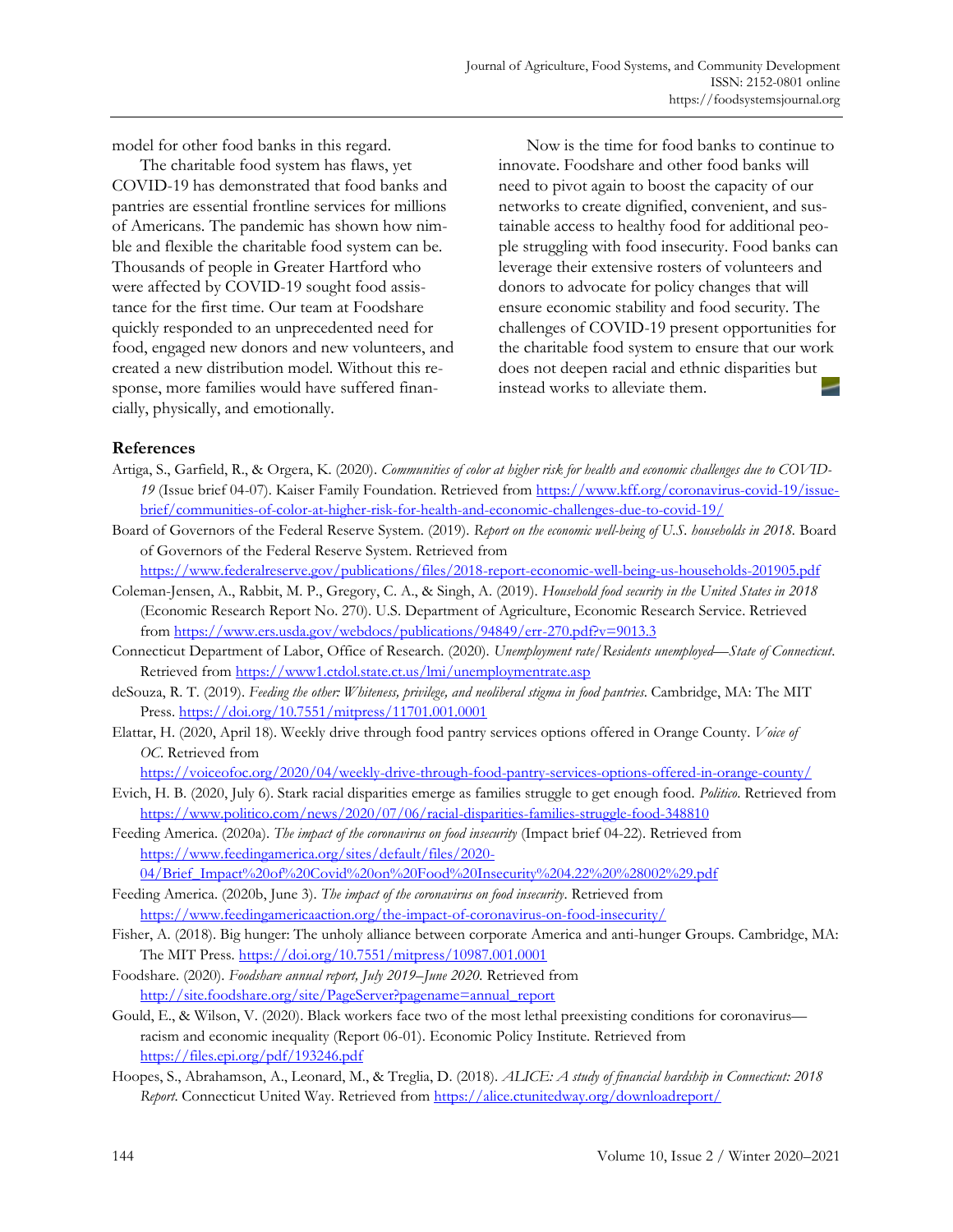model for other food banks in this regard.

The charitable food system has flaws, yet COVID-19 has demonstrated that food banks and pantries are essential frontline services for millions of Americans. The pandemic has shown how nimble and flexible the charitable food system can be. Thousands of people in Greater Hartford who were affected by COVID-19 sought food assistance for the first time. Our team at Foodshare quickly responded to an unprecedented need for food, engaged new donors and new volunteers, and created a new distribution model. Without this response, more families would have suffered financially, physically, and emotionally.

Now is the time for food banks to continue to innovate. Foodshare and other food banks will need to pivot again to boost the capacity of our networks to create dignified, convenient, and sustainable access to healthy food for additional people struggling with food insecurity. Food banks can leverage their extensive rosters of volunteers and donors to advocate for policy changes that will ensure economic stability and food security. The challenges of COVID-19 present opportunities for the charitable food system to ensure that our work does not deepen racial and ethnic disparities but instead works to alleviate them.

## References

Artiga, S., Garfield, R., & Orgera, K. (2020). *Communities of color at higher risk for health and economic challenges due to COVID-19* (Issue brief 04-07). Kaiser Family Foundation. Retrieved from https://www.kff.org/coronavirus-covid-19/issue-brief/communities-of-color-at-higher-risk-for-health-and-economic-challenges-due-to-covid-19/

Board of Governors of the Federal Reserve System. (2019). *Report on the economic well-being of U.S. households in 2018*. Board of Governors of the Federal Reserve System. Retrieved from https://www.federalreserve.gov/publications/files/2018-report-economic-well-being-us-households-201905.pdf

Coleman-Jensen, A., Rabbit, M. P., Gregory, C. A., & Singh, A. (2019). *Household food security in the United States in 2018* (Economic Research Report No. 270). U.S. Department of Agriculture, Economic Research Service. Retrieved from https://www.ers.usda.gov/webdocs/publications/94849/err-270.pdf?v=9013.3

Connecticut Department of Labor, Office of Research. (2020). *Unemployment rate/Residents unemployed—State of Connecticut*. Retrieved from https://www1.ctdol.state.ct.us/lmi/unemploymentrate.asp

deSouza, R. T. (2019). *Feeding the other: Whiteness, privilege, and neoliberal stigma in food pantries*. Cambridge, MA: The MIT Press. https://doi.org/10.7551/mitpress/11701.001.0001

Elattar, H. (2020, April 18). Weekly drive through food pantry services options offered in Orange County. *Voice of OC*. Retrieved from https://voiceofoc.org/2020/04/weekly-drive-through-food-pantry-services-options-offered-in-orange-county/

Evich, H. B. (2020, July 6). Stark racial disparities emerge as families struggle to get enough food. *Politico*. Retrieved from https://www.politico.com/news/2020/07/06/racial-disparities-families-struggle-food-348810

Feeding America. (2020a). *The impact of the coronavirus on food insecurity* (Impact brief 04-22). Retrieved from https://www.feedingamerica.org/sites/default/files/2020-04/Brief_Impact%20of%20Covid%20on%20Food%20Insecurity%204.22%20%28002%29.pdf

Feeding America. (2020b, June 3). *The impact of the coronavirus on food insecurity*. Retrieved from https://www.feedingamericaaction.org/the-impact-of-coronavirus-on-food-insecurity/

Fisher, A. (2018). Big hunger: The unholy alliance between corporate America and anti-hunger Groups. Cambridge, MA: The MIT Press. https://doi.org/10.7551/mitpress/10987.001.0001

Foodshare. (2020). *Foodshare annual report, July 2019–June 2020*. Retrieved from http://site.foodshare.org/site/PageServer?pagename=annual_report

Gould, E., & Wilson, V. (2020). Black workers face two of the most lethal preexisting conditions for coronavirus—racism and economic inequality (Report 06-01). Economic Policy Institute. Retrieved from https://files.epi.org/pdf/193246.pdf

Hoopes, S., Abrahamson, A., Leonard, M., & Treglia, D. (2018). *ALICE: A study of financial hardship in Connecticut: 2018 Report*. Connecticut United Way. Retrieved from https://alice.ctunitedway.org/downloadreport/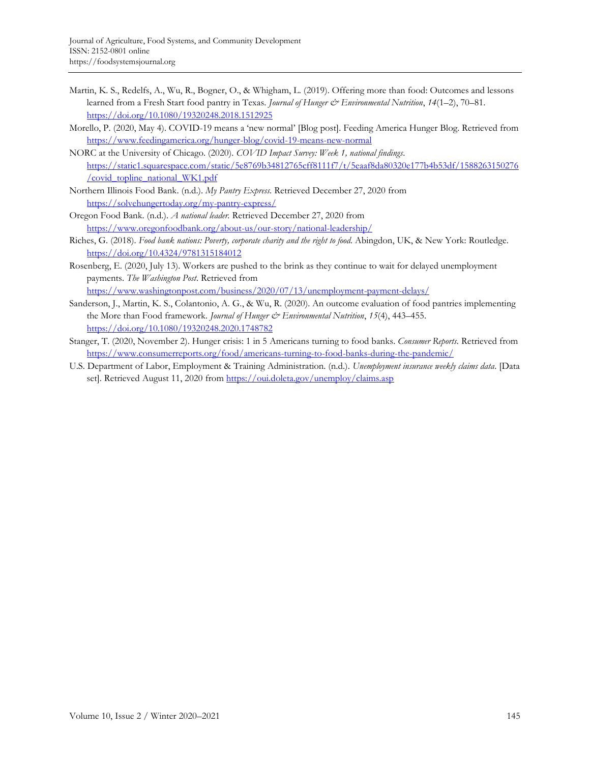Martin, K. S., Redelfs, A., Wu, R., Bogner, O., & Whigham, L. (2019). Offering more than food: Outcomes and lessons learned from a Fresh Start food pantry in Texas. *Journal of Hunger & Environmental Nutrition*, *14*(1–2), 70–81. https://doi.org/10.1080/19320248.2018.1512925

Morello, P. (2020, May 4). COVID-19 means a 'new normal' [Blog post]. Feeding America Hunger Blog. Retrieved from https://www.feedingamerica.org/hunger-blog/covid-19-means-new-normal

NORC at the University of Chicago. (2020). *COVID Impact Survey: Week 1, national findings*. https://static1.squarespace.com/static/5e8769b34812765cff8111f7/t/5eaaf8da80320e177b4b53df/1588263150276/covid_topline_national_WK1.pdf

Northern Illinois Food Bank. (n.d.). *My Pantry Express.* Retrieved December 27, 2020 from https://solvehungertoday.org/my-pantry-express/

Oregon Food Bank. (n.d.). *A national leader.* Retrieved December 27, 2020 from https://www.oregonfoodbank.org/about-us/our-story/national-leadership/

Riches, G. (2018). *Food bank nations: Poverty, corporate charity and the right to food.* Abingdon, UK, & New York: Routledge. https://doi.org/10.4324/9781315184012

Rosenberg, E. (2020, July 13). Workers are pushed to the brink as they continue to wait for delayed unemployment payments. *The Washington Post*. Retrieved from https://www.washingtonpost.com/business/2020/07/13/unemployment-payment-delays/

Sanderson, J., Martin, K. S., Colantonio, A. G., & Wu, R. (2020). An outcome evaluation of food pantries implementing the More than Food framework. *Journal of Hunger & Environmental Nutrition*, *15*(4), 443–455. https://doi.org/10.1080/19320248.2020.1748782

Stanger, T. (2020, November 2). Hunger crisis: 1 in 5 Americans turning to food banks. *Consumer Reports.* Retrieved from https://www.consumerreports.org/food/americans-turning-to-food-banks-during-the-pandemic/

U.S. Department of Labor, Employment & Training Administration. (n.d.). *Unemployment insurance weekly claims data*. [Data set]. Retrieved August 11, 2020 from https://oui.doleta.gov/unemploy/claims.asp